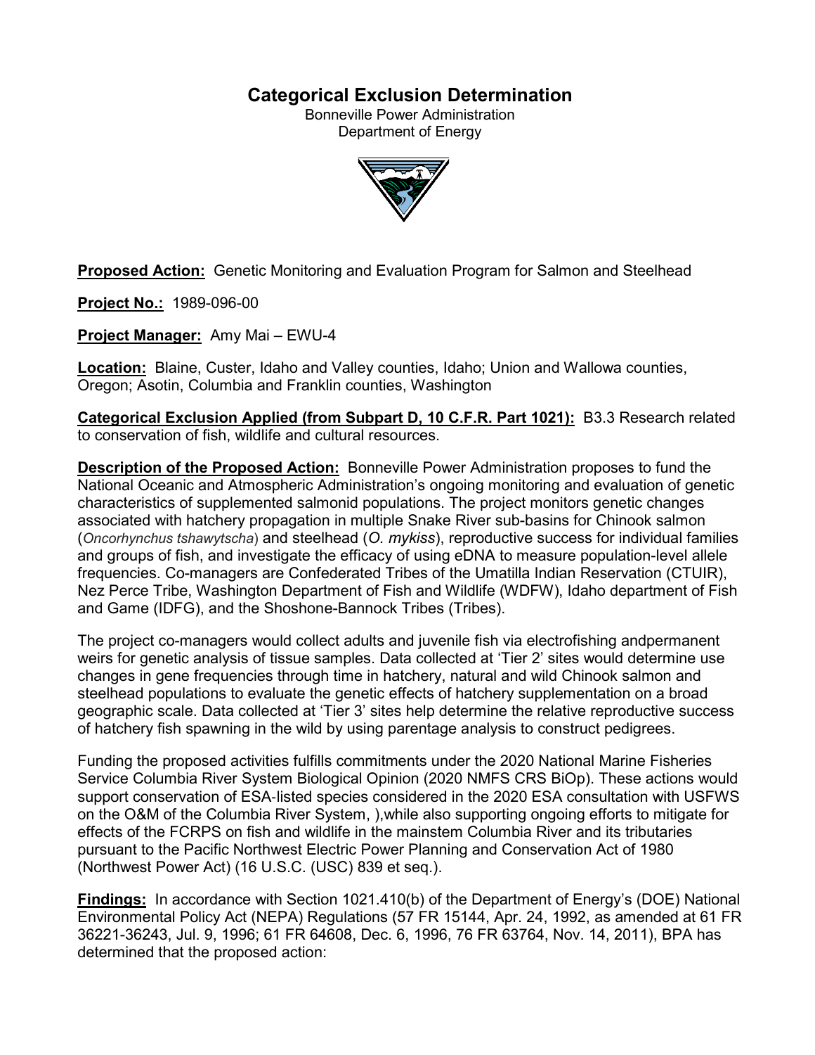# Categorical Exclusion Determination

Bonneville Power Administration
Department of Energy

**Proposed Action:** Genetic Monitoring and Evaluation Program for Salmon and Steelhead

**Project No.:** 1989-096-00

**Project Manager:** Amy Mai – EWU-4

**Location:** Blaine, Custer, Idaho and Valley counties, Idaho; Union and Wallowa counties, Oregon; Asotin, Columbia and Franklin counties, Washington

**Categorical Exclusion Applied (from Subpart D, 10 C.F.R. Part 1021):** B3.3 Research related to conservation of fish, wildlife and cultural resources.

**Description of the Proposed Action:** Bonneville Power Administration proposes to fund the National Oceanic and Atmospheric Administration's ongoing monitoring and evaluation of genetic characteristics of supplemented salmonid populations. The project monitors genetic changes associated with hatchery propagation in multiple Snake River sub-basins for Chinook salmon (*Oncorhynchus tshawytscha*) and steelhead (*O. mykiss*), reproductive success for individual families and groups of fish, and investigate the efficacy of using eDNA to measure population-level allele frequencies. Co-managers are Confederated Tribes of the Umatilla Indian Reservation (CTUIR), Nez Perce Tribe, Washington Department of Fish and Wildlife (WDFW), Idaho department of Fish and Game (IDFG), and the Shoshone-Bannock Tribes (Tribes).

The project co-managers would collect adults and juvenile fish via electrofishing andpermanent weirs for genetic analysis of tissue samples. Data collected at 'Tier 2' sites would determine use changes in gene frequencies through time in hatchery, natural and wild Chinook salmon and steelhead populations to evaluate the genetic effects of hatchery supplementation on a broad geographic scale. Data collected at 'Tier 3' sites help determine the relative reproductive success of hatchery fish spawning in the wild by using parentage analysis to construct pedigrees.

Funding the proposed activities fulfills commitments under the 2020 National Marine Fisheries Service Columbia River System Biological Opinion (2020 NMFS CRS BiOp). These actions would support conservation of ESA-listed species considered in the 2020 ESA consultation with USFWS on the O&M of the Columbia River System, ),while also supporting ongoing efforts to mitigate for effects of the FCRPS on fish and wildlife in the mainstem Columbia River and its tributaries pursuant to the Pacific Northwest Electric Power Planning and Conservation Act of 1980 (Northwest Power Act) (16 U.S.C. (USC) 839 et seq.).

**Findings:** In accordance with Section 1021.410(b) of the Department of Energy's (DOE) National Environmental Policy Act (NEPA) Regulations (57 FR 15144, Apr. 24, 1992, as amended at 61 FR 36221-36243, Jul. 9, 1996; 61 FR 64608, Dec. 6, 1996, 76 FR 63764, Nov. 14, 2011), BPA has determined that the proposed action: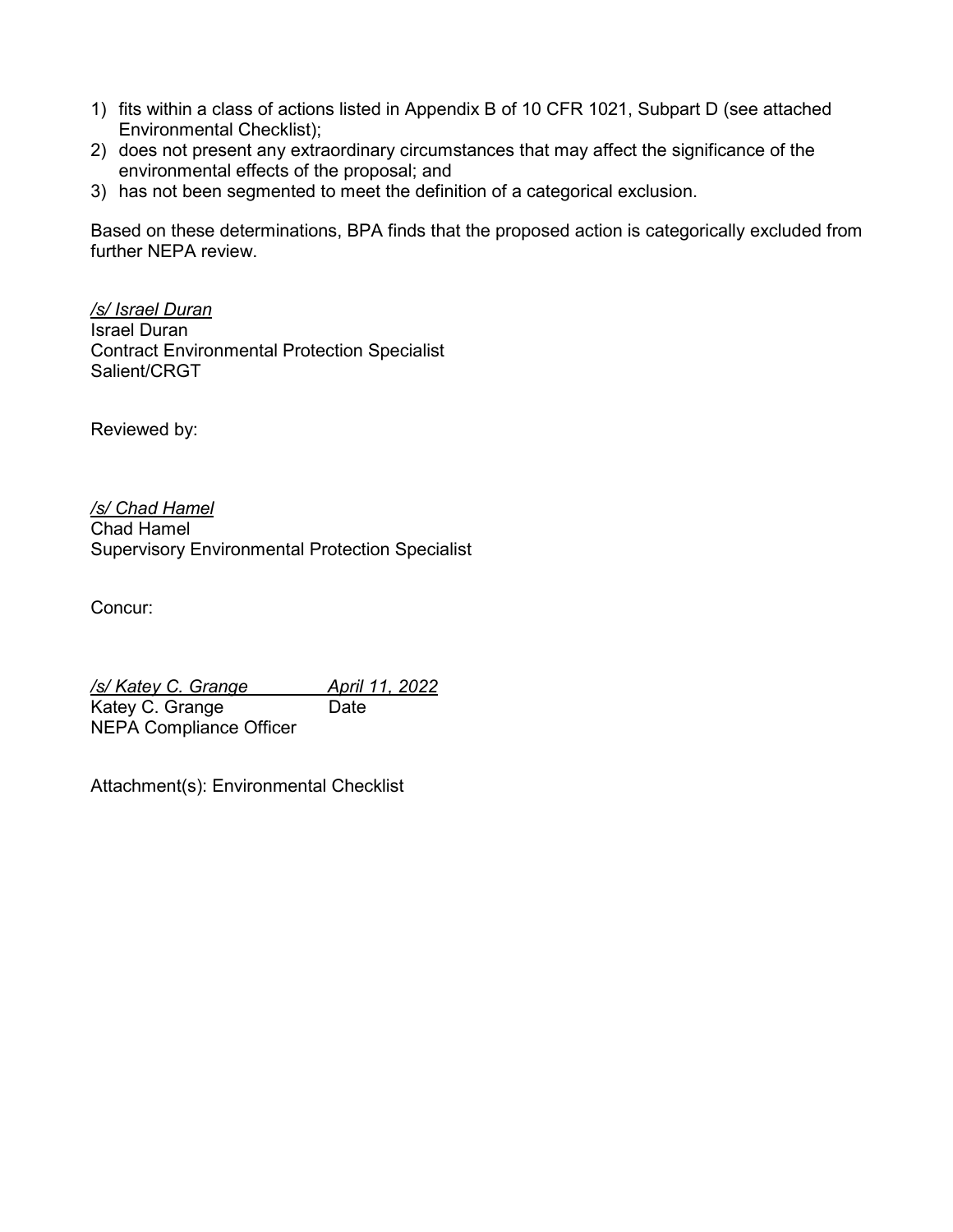1) fits within a class of actions listed in Appendix B of 10 CFR 1021, Subpart D (see attached Environmental Checklist);
2) does not present any extraordinary circumstances that may affect the significance of the environmental effects of the proposal; and
3) has not been segmented to meet the definition of a categorical exclusion.

Based on these determinations, BPA finds that the proposed action is categorically excluded from further NEPA review.

*/s/ Israel Duran*
Israel Duran
Contract Environmental Protection Specialist
Salient/CRGT

Reviewed by:

*/s/ Chad Hamel*
Chad Hamel
Supervisory Environmental Protection Specialist

Concur:

*/s/ Katey C. Grange* *April 11, 2022*
Katey C. Grange Date
NEPA Compliance Officer

Attachment(s): Environmental Checklist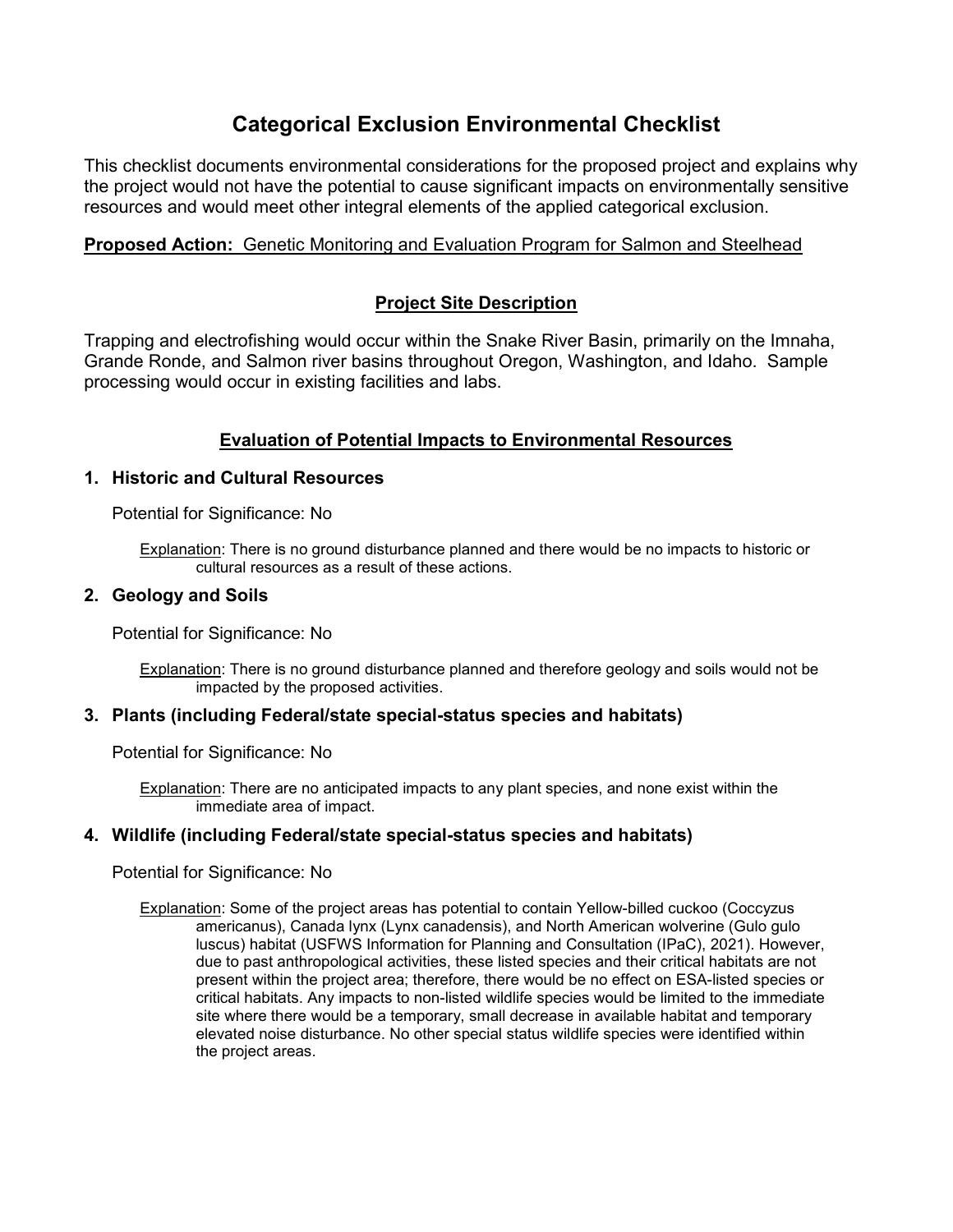# Categorical Exclusion Environmental Checklist

This checklist documents environmental considerations for the proposed project and explains why the project would not have the potential to cause significant impacts on environmentally sensitive resources and would meet other integral elements of the applied categorical exclusion.

**Proposed Action:** Genetic Monitoring and Evaluation Program for Salmon and Steelhead

## Project Site Description

Trapping and electrofishing would occur within the Snake River Basin, primarily on the Imnaha, Grande Ronde, and Salmon river basins throughout Oregon, Washington, and Idaho. Sample processing would occur in existing facilities and labs.

## Evaluation of Potential Impacts to Environmental Resources

### 1. Historic and Cultural Resources

Potential for Significance: No

Explanation: There is no ground disturbance planned and there would be no impacts to historic or cultural resources as a result of these actions.

### 2. Geology and Soils

Potential for Significance: No

Explanation: There is no ground disturbance planned and therefore geology and soils would not be impacted by the proposed activities.

### 3. Plants (including Federal/state special-status species and habitats)

Potential for Significance: No

Explanation: There are no anticipated impacts to any plant species, and none exist within the immediate area of impact.

### 4. Wildlife (including Federal/state special-status species and habitats)

Potential for Significance: No

Explanation: Some of the project areas has potential to contain Yellow-billed cuckoo (Coccyzus americanus), Canada lynx (Lynx canadensis), and North American wolverine (Gulo gulo luscus) habitat (USFWS Information for Planning and Consultation (IPaC), 2021). However, due to past anthropological activities, these listed species and their critical habitats are not present within the project area; therefore, there would be no effect on ESA-listed species or critical habitats. Any impacts to non-listed wildlife species would be limited to the immediate site where there would be a temporary, small decrease in available habitat and temporary elevated noise disturbance. No other special status wildlife species were identified within the project areas.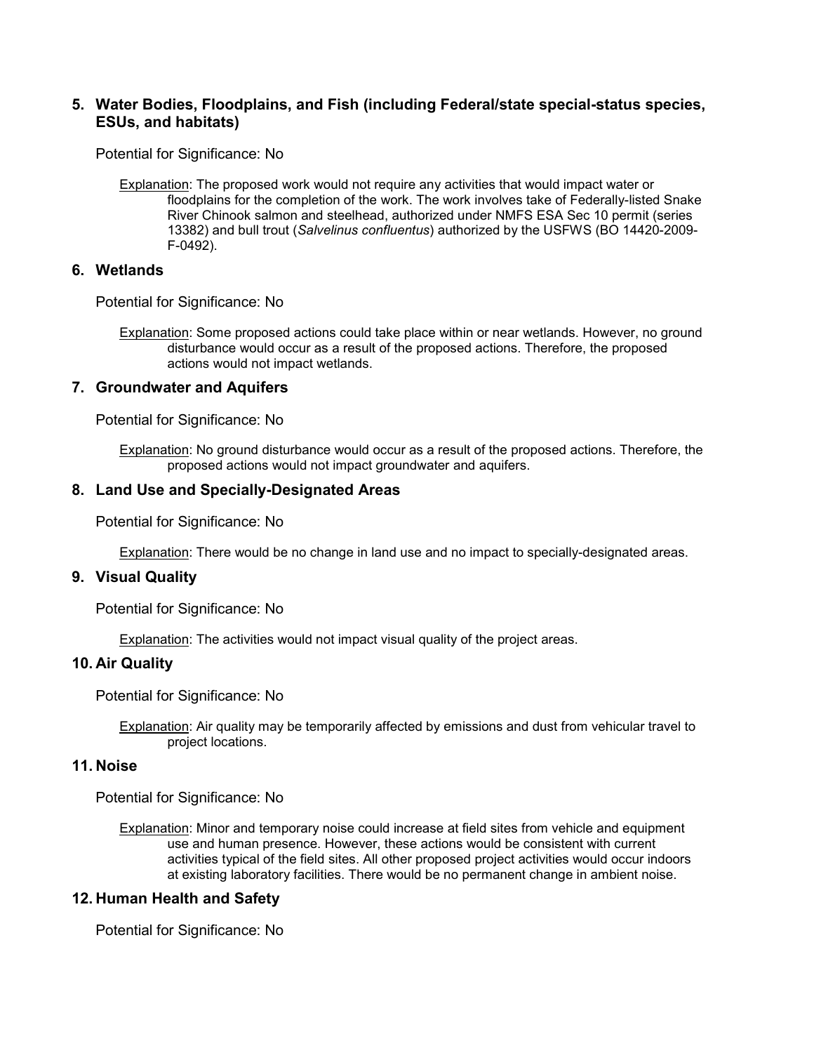## 5. Water Bodies, Floodplains, and Fish (including Federal/state special-status species, ESUs, and habitats)

Potential for Significance: No

Explanation: The proposed work would not require any activities that would impact water or floodplains for the completion of the work. The work involves take of Federally-listed Snake River Chinook salmon and steelhead, authorized under NMFS ESA Sec 10 permit (series 13382) and bull trout (*Salvelinus confluentus*) authorized by the USFWS (BO 14420-2009-F-0492).

## 6. Wetlands

Potential for Significance: No

Explanation: Some proposed actions could take place within or near wetlands. However, no ground disturbance would occur as a result of the proposed actions. Therefore, the proposed actions would not impact wetlands.

## 7. Groundwater and Aquifers

Potential for Significance: No

Explanation: No ground disturbance would occur as a result of the proposed actions. Therefore, the proposed actions would not impact groundwater and aquifers.

## 8. Land Use and Specially-Designated Areas

Potential for Significance: No

Explanation: There would be no change in land use and no impact to specially-designated areas.

## 9. Visual Quality

Potential for Significance: No

Explanation: The activities would not impact visual quality of the project areas.

## 10. Air Quality

Potential for Significance: No

Explanation: Air quality may be temporarily affected by emissions and dust from vehicular travel to project locations.

## 11. Noise

Potential for Significance: No

Explanation: Minor and temporary noise could increase at field sites from vehicle and equipment use and human presence. However, these actions would be consistent with current activities typical of the field sites. All other proposed project activities would occur indoors at existing laboratory facilities. There would be no permanent change in ambient noise.

## 12. Human Health and Safety

Potential for Significance: No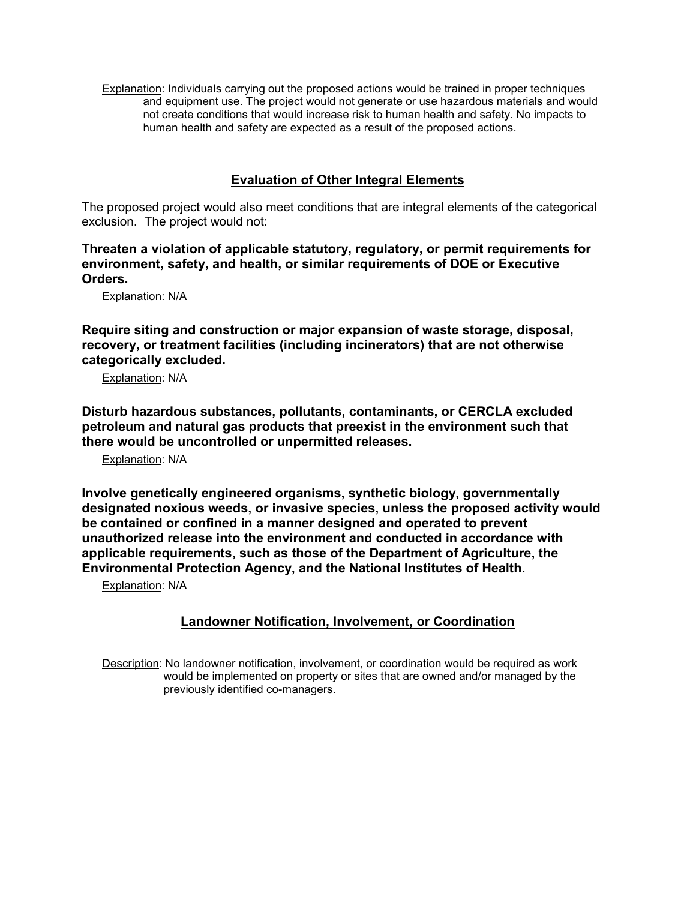<u>Explanation</u>: Individuals carrying out the proposed actions would be trained in proper techniques and equipment use. The project would not generate or use hazardous materials and would not create conditions that would increase risk to human health and safety. No impacts to human health and safety are expected as a result of the proposed actions.

## Evaluation of Other Integral Elements

The proposed project would also meet conditions that are integral elements of the categorical exclusion. The project would not:

**Threaten a violation of applicable statutory, regulatory, or permit requirements for environment, safety, and health, or similar requirements of DOE or Executive Orders.**

<u>Explanation</u>: N/A

**Require siting and construction or major expansion of waste storage, disposal, recovery, or treatment facilities (including incinerators) that are not otherwise categorically excluded.**

<u>Explanation</u>: N/A

**Disturb hazardous substances, pollutants, contaminants, or CERCLA excluded petroleum and natural gas products that preexist in the environment such that there would be uncontrolled or unpermitted releases.**

<u>Explanation</u>: N/A

**Involve genetically engineered organisms, synthetic biology, governmentally designated noxious weeds, or invasive species, unless the proposed activity would be contained or confined in a manner designed and operated to prevent unauthorized release into the environment and conducted in accordance with applicable requirements, such as those of the Department of Agriculture, the Environmental Protection Agency, and the National Institutes of Health.**

<u>Explanation</u>: N/A

## Landowner Notification, Involvement, or Coordination

<u>Description</u>: No landowner notification, involvement, or coordination would be required as work would be implemented on property or sites that are owned and/or managed by the previously identified co-managers.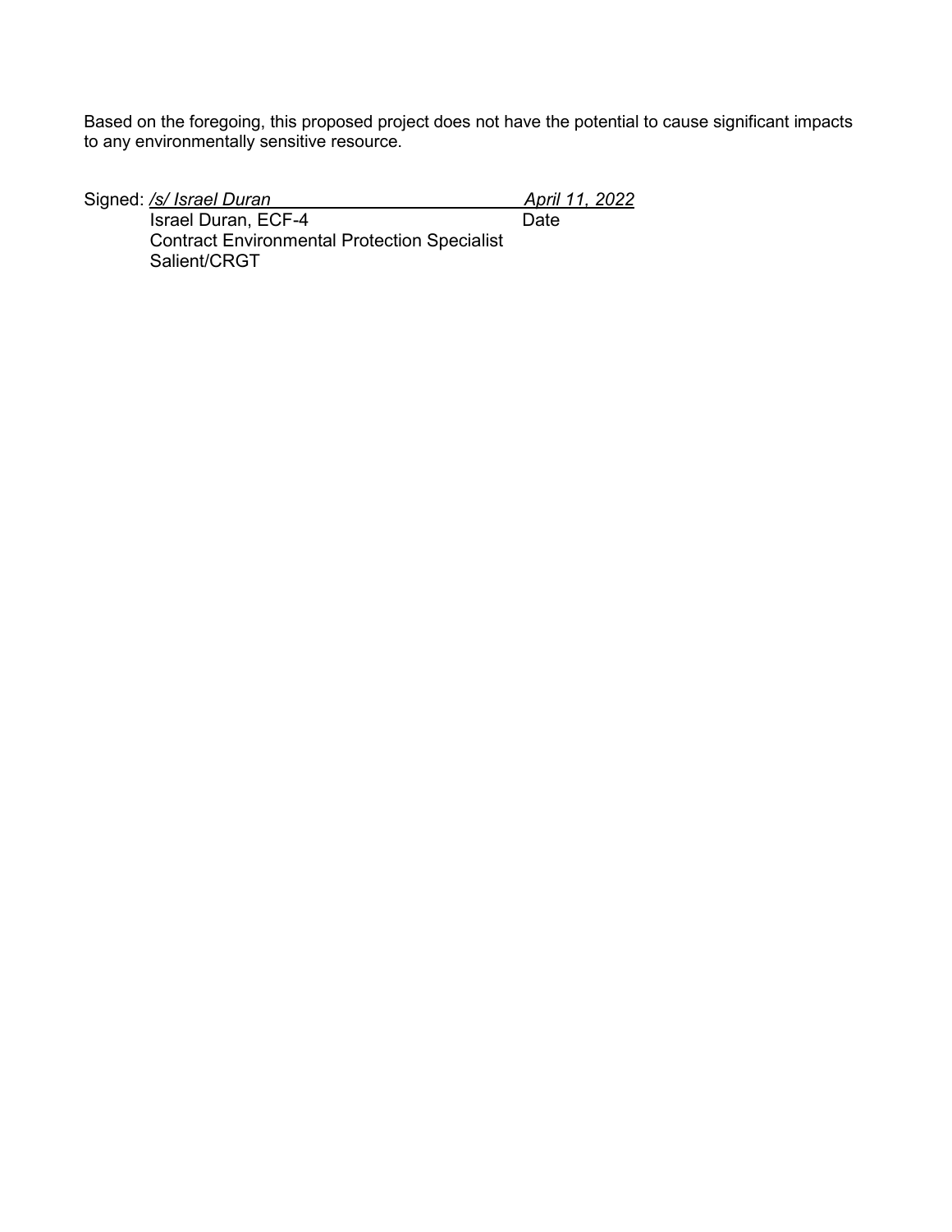Based on the foregoing, this proposed project does not have the potential to cause significant impacts to any environmentally sensitive resource.

Signed: *_/s/ Israel Duran_* *_April 11, 2022_*

Israel Duran, ECF-4 Date

Contract Environmental Protection Specialist

Salient/CRGT